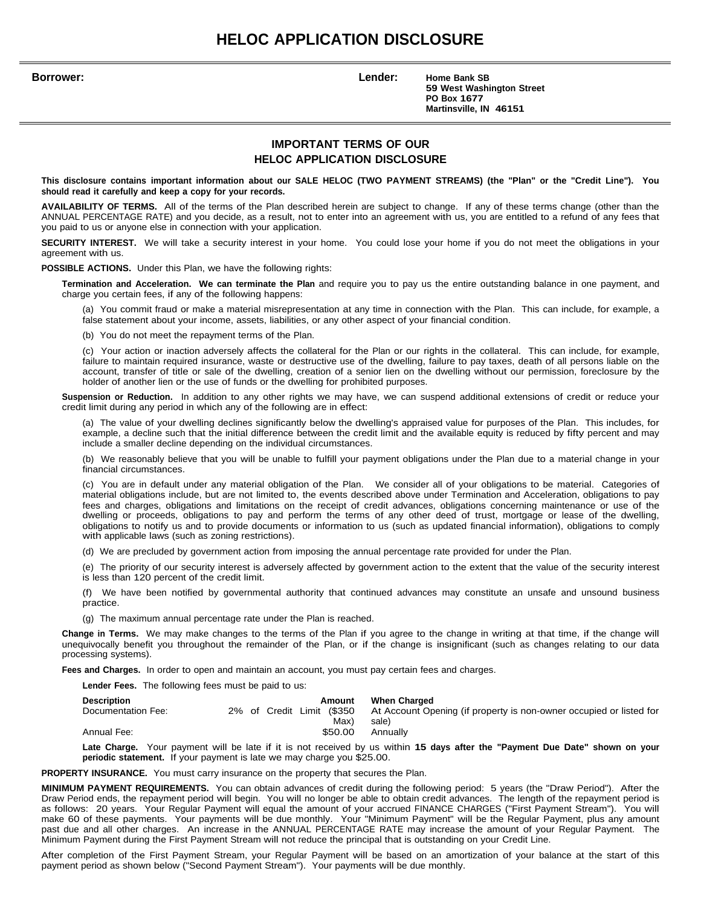# HELOC APPLICATION DISCLOSURE

**Borrower:**

**Lender:** **Home Bank SB**
**59 West Washington Street**
**PO Box 1677**
**Martinsville, IN 46151**

## IMPORTANT TERMS OF OUR HELOC APPLICATION DISCLOSURE

**This disclosure contains important information about our SALE HELOC (TWO PAYMENT STREAMS) (the "Plan" or the "Credit Line"). You should read it carefully and keep a copy for your records.**

**AVAILABILITY OF TERMS.** All of the terms of the Plan described herein are subject to change. If any of these terms change (other than the ANNUAL PERCENTAGE RATE) and you decide, as a result, not to enter into an agreement with us, you are entitled to a refund of any fees that you paid to us or anyone else in connection with your application.

**SECURITY INTEREST.** We will take a security interest in your home. You could lose your home if you do not meet the obligations in your agreement with us.

**POSSIBLE ACTIONS.** Under this Plan, we have the following rights:

**Termination and Acceleration. We can terminate the Plan** and require you to pay us the entire outstanding balance in one payment, and charge you certain fees, if any of the following happens:

(a) You commit fraud or make a material misrepresentation at any time in connection with the Plan. This can include, for example, a false statement about your income, assets, liabilities, or any other aspect of your financial condition.

(b) You do not meet the repayment terms of the Plan.

(c) Your action or inaction adversely affects the collateral for the Plan or our rights in the collateral. This can include, for example, failure to maintain required insurance, waste or destructive use of the dwelling, failure to pay taxes, death of all persons liable on the account, transfer of title or sale of the dwelling, creation of a senior lien on the dwelling without our permission, foreclosure by the holder of another lien or the use of funds or the dwelling for prohibited purposes.

**Suspension or Reduction.** In addition to any other rights we may have, we can suspend additional extensions of credit or reduce your credit limit during any period in which any of the following are in effect:

(a) The value of your dwelling declines significantly below the dwelling's appraised value for purposes of the Plan. This includes, for example, a decline such that the initial difference between the credit limit and the available equity is reduced by fifty percent and may include a smaller decline depending on the individual circumstances.

(b) We reasonably believe that you will be unable to fulfill your payment obligations under the Plan due to a material change in your financial circumstances.

(c) You are in default under any material obligation of the Plan. We consider all of your obligations to be material. Categories of material obligations include, but are not limited to, the events described above under Termination and Acceleration, obligations to pay fees and charges, obligations and limitations on the receipt of credit advances, obligations concerning maintenance or use of the dwelling or proceeds, obligations to pay and perform the terms of any other deed of trust, mortgage or lease of the dwelling, obligations to notify us and to provide documents or information to us (such as updated financial information), obligations to comply with applicable laws (such as zoning restrictions).

(d) We are precluded by government action from imposing the annual percentage rate provided for under the Plan.

(e) The priority of our security interest is adversely affected by government action to the extent that the value of the security interest is less than 120 percent of the credit limit.

(f) We have been notified by governmental authority that continued advances may constitute an unsafe and unsound business practice.

(g) The maximum annual percentage rate under the Plan is reached.

**Change in Terms.** We may make changes to the terms of the Plan if you agree to the change in writing at that time, if the change will unequivocally benefit you throughout the remainder of the Plan, or if the change is insignificant (such as changes relating to our data processing systems).

**Fees and Charges.** In order to open and maintain an account, you must pay certain fees and charges.

**Lender Fees.** The following fees must be paid to us:

| Description | Amount | When Charged |
|---|---|---|
| Documentation Fee: | 2% of Credit Limit ($350 Max) | At Account Opening (if property is non-owner occupied or listed for sale) |
| Annual Fee: | $50.00 | Annually |

**Late Charge.** Your payment will be late if it is not received by us within **15 days after the "Payment Due Date" shown on your periodic statement.** If your payment is late we may charge you $25.00.

**PROPERTY INSURANCE.** You must carry insurance on the property that secures the Plan.

**MINIMUM PAYMENT REQUIREMENTS.** You can obtain advances of credit during the following period: 5 years (the "Draw Period"). After the Draw Period ends, the repayment period will begin. You will no longer be able to obtain credit advances. The length of the repayment period is as follows: 20 years. Your Regular Payment will equal the amount of your accrued FINANCE CHARGES ("First Payment Stream"). You will make 60 of these payments. Your payments will be due monthly. Your "Minimum Payment" will be the Regular Payment, plus any amount past due and all other charges. An increase in the ANNUAL PERCENTAGE RATE may increase the amount of your Regular Payment. The Minimum Payment during the First Payment Stream will not reduce the principal that is outstanding on your Credit Line.

After completion of the First Payment Stream, your Regular Payment will be based on an amortization of your balance at the start of this payment period as shown below ("Second Payment Stream"). Your payments will be due monthly.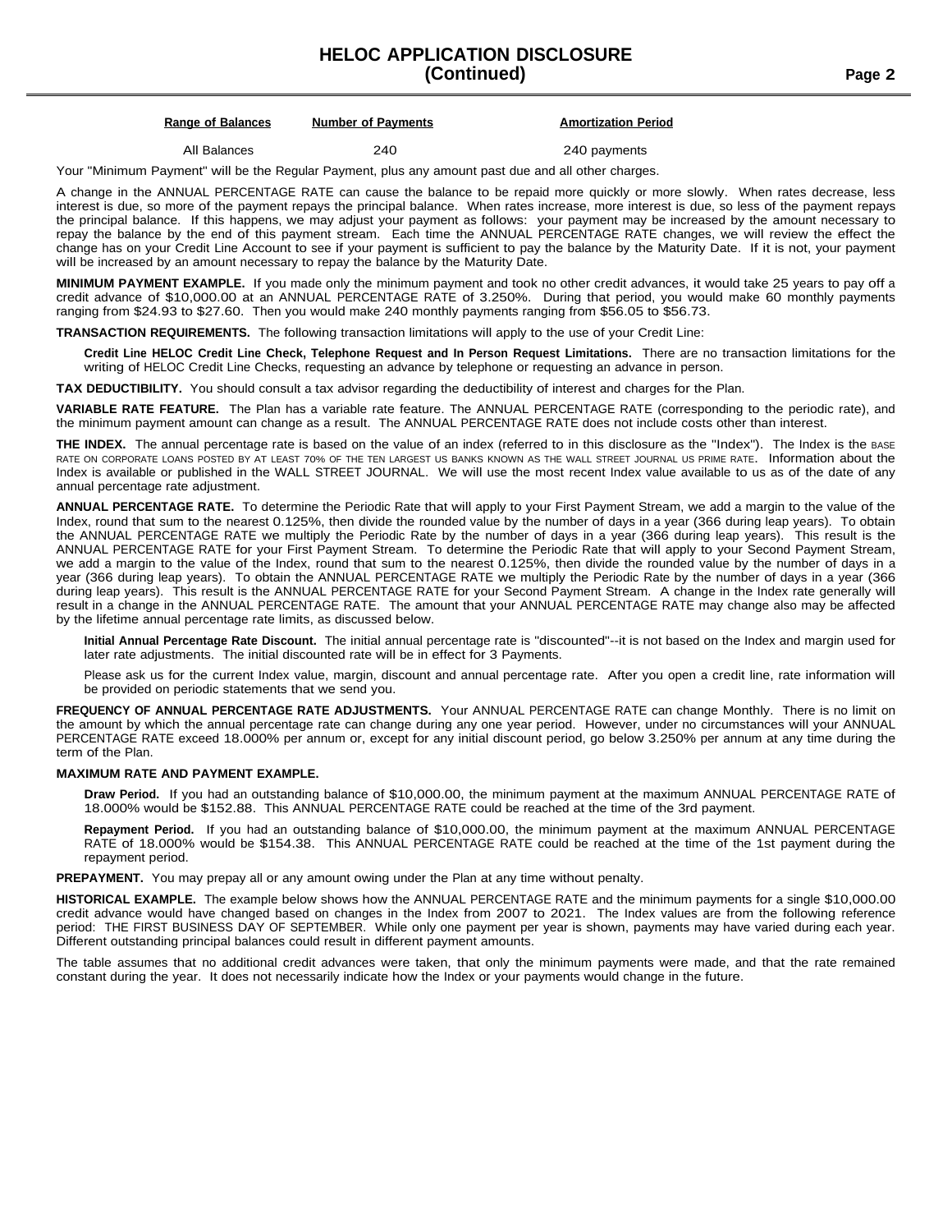| Range of Balances | Number of Payments | Amortization Period |
| --- | --- | --- |
| All Balances | 240 | 240 payments |

Your "Minimum Payment" will be the Regular Payment, plus any amount past due and all other charges.

A change in the ANNUAL PERCENTAGE RATE can cause the balance to be repaid more quickly or more slowly. When rates decrease, less interest is due, so more of the payment repays the principal balance. When rates increase, more interest is due, so less of the payment repays the principal balance. If this happens, we may adjust your payment as follows: your payment may be increased by the amount necessary to repay the balance by the end of this payment stream. Each time the ANNUAL PERCENTAGE RATE changes, we will review the effect the change has on your Credit Line Account to see if your payment is sufficient to pay the balance by the Maturity Date. If it is not, your payment will be increased by an amount necessary to repay the balance by the Maturity Date.

**MINIMUM PAYMENT EXAMPLE.** If you made only the minimum payment and took no other credit advances, it would take 25 years to pay off a credit advance of $10,000.00 at an ANNUAL PERCENTAGE RATE of 3.250%. During that period, you would make 60 monthly payments ranging from $24.93 to $27.60. Then you would make 240 monthly payments ranging from $56.05 to $56.73.

**TRANSACTION REQUIREMENTS.** The following transaction limitations will apply to the use of your Credit Line:

**Credit Line HELOC Credit Line Check, Telephone Request and In Person Request Limitations.** There are no transaction limitations for the writing of HELOC Credit Line Checks, requesting an advance by telephone or requesting an advance in person.

**TAX DEDUCTIBILITY.** You should consult a tax advisor regarding the deductibility of interest and charges for the Plan.

**VARIABLE RATE FEATURE.** The Plan has a variable rate feature. The ANNUAL PERCENTAGE RATE (corresponding to the periodic rate), and the minimum payment amount can change as a result. The ANNUAL PERCENTAGE RATE does not include costs other than interest.

**THE INDEX.** The annual percentage rate is based on the value of an index (referred to in this disclosure as the "Index"). The Index is the BASE RATE ON CORPORATE LOANS POSTED BY AT LEAST 70% OF THE TEN LARGEST US BANKS KNOWN AS THE WALL STREET JOURNAL US PRIME RATE. Information about the Index is available or published in the WALL STREET JOURNAL. We will use the most recent Index value available to us as of the date of any annual percentage rate adjustment.

**ANNUAL PERCENTAGE RATE.** To determine the Periodic Rate that will apply to your First Payment Stream, we add a margin to the value of the Index, round that sum to the nearest 0.125%, then divide the rounded value by the number of days in a year (366 during leap years). To obtain the ANNUAL PERCENTAGE RATE we multiply the Periodic Rate by the number of days in a year (366 during leap years). This result is the ANNUAL PERCENTAGE RATE for your First Payment Stream. To determine the Periodic Rate that will apply to your Second Payment Stream, we add a margin to the value of the Index, round that sum to the nearest 0.125%, then divide the rounded value by the number of days in a year (366 during leap years). To obtain the ANNUAL PERCENTAGE RATE we multiply the Periodic Rate by the number of days in a year (366 during leap years). This result is the ANNUAL PERCENTAGE RATE for your Second Payment Stream. A change in the Index rate generally will result in a change in the ANNUAL PERCENTAGE RATE. The amount that your ANNUAL PERCENTAGE RATE may change also may be affected by the lifetime annual percentage rate limits, as discussed below.

**Initial Annual Percentage Rate Discount.** The initial annual percentage rate is "discounted"--it is not based on the Index and margin used for later rate adjustments. The initial discounted rate will be in effect for 3 Payments.

Please ask us for the current Index value, margin, discount and annual percentage rate. After you open a credit line, rate information will be provided on periodic statements that we send you.

**FREQUENCY OF ANNUAL PERCENTAGE RATE ADJUSTMENTS.** Your ANNUAL PERCENTAGE RATE can change Monthly. There is no limit on the amount by which the annual percentage rate can change during any one year period. However, under no circumstances will your ANNUAL PERCENTAGE RATE exceed 18.000% per annum or, except for any initial discount period, go below 3.250% per annum at any time during the term of the Plan.

**MAXIMUM RATE AND PAYMENT EXAMPLE.**

**Draw Period.** If you had an outstanding balance of $10,000.00, the minimum payment at the maximum ANNUAL PERCENTAGE RATE of 18.000% would be $152.88. This ANNUAL PERCENTAGE RATE could be reached at the time of the 3rd payment.

**Repayment Period.** If you had an outstanding balance of $10,000.00, the minimum payment at the maximum ANNUAL PERCENTAGE RATE of 18.000% would be $154.38. This ANNUAL PERCENTAGE RATE could be reached at the time of the 1st payment during the repayment period.

**PREPAYMENT.** You may prepay all or any amount owing under the Plan at any time without penalty.

**HISTORICAL EXAMPLE.** The example below shows how the ANNUAL PERCENTAGE RATE and the minimum payments for a single $10,000.00 credit advance would have changed based on changes in the Index from 2007 to 2021. The Index values are from the following reference period: THE FIRST BUSINESS DAY OF SEPTEMBER. While only one payment per year is shown, payments may have varied during each year. Different outstanding principal balances could result in different payment amounts.

The table assumes that no additional credit advances were taken, that only the minimum payments were made, and that the rate remained constant during the year. It does not necessarily indicate how the Index or your payments would change in the future.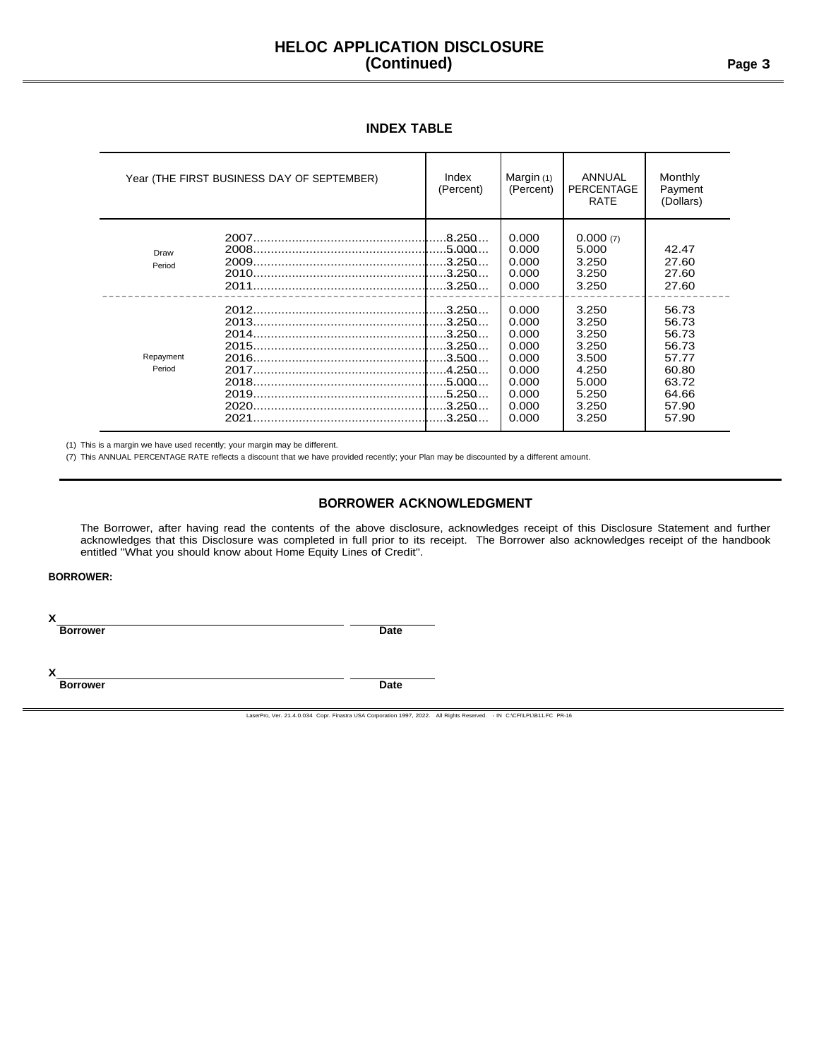# HELOC APPLICATION DISCLOSURE
## (Continued)

### INDEX TABLE

| Year (THE FIRST BUSINESS DAY OF SEPTEMBER) | | Index (Percent) | Margin (1) (Percent) | ANNUAL PERCENTAGE RATE | Monthly Payment (Dollars) |
|---|---|---|---|---|---|
| Draw Period | 2007 | 8.250 | 0.000 | 0.000 (7) | |
| | 2008 | 5.000 | 0.000 | 5.000 | 42.47 |
| | 2009 | 3.250 | 0.000 | 3.250 | 27.60 |
| | 2010 | 3.250 | 0.000 | 3.250 | 27.60 |
| | 2011 | 3.250 | 0.000 | 3.250 | 27.60 |
| Repayment Period | 2012 | 3.250 | 0.000 | 3.250 | 56.73 |
| | 2013 | 3.250 | 0.000 | 3.250 | 56.73 |
| | 2014 | 3.250 | 0.000 | 3.250 | 56.73 |
| | 2015 | 3.250 | 0.000 | 3.250 | 56.73 |
| | 2016 | 3.500 | 0.000 | 3.500 | 57.77 |
| | 2017 | 4.250 | 0.000 | 4.250 | 60.80 |
| | 2018 | 5.000 | 0.000 | 5.000 | 63.72 |
| | 2019 | 5.250 | 0.000 | 5.250 | 64.66 |
| | 2020 | 3.250 | 0.000 | 3.250 | 57.90 |
| | 2021 | 3.250 | 0.000 | 3.250 | 57.90 |

(1) This is a margin we have used recently; your margin may be different.

(7) This ANNUAL PERCENTAGE RATE reflects a discount that we have provided recently; your Plan may be discounted by a different amount.

### BORROWER ACKNOWLEDGMENT

The Borrower, after having read the contents of the above disclosure, acknowledges receipt of this Disclosure Statement and further acknowledges that this Disclosure was completed in full prior to its receipt. The Borrower also acknowledges receipt of the handbook entitled "What you should know about Home Equity Lines of Credit".

**BORROWER:**

X______________________________ ____________
**Borrower** **Date**

X______________________________ ____________
**Borrower** **Date**

LaserPro, Ver. 21.4.0.034 Copr. Finastra USA Corporation 1997, 2022. All Rights Reserved. - IN C:\CFI\LPL\B11.FC PR-16